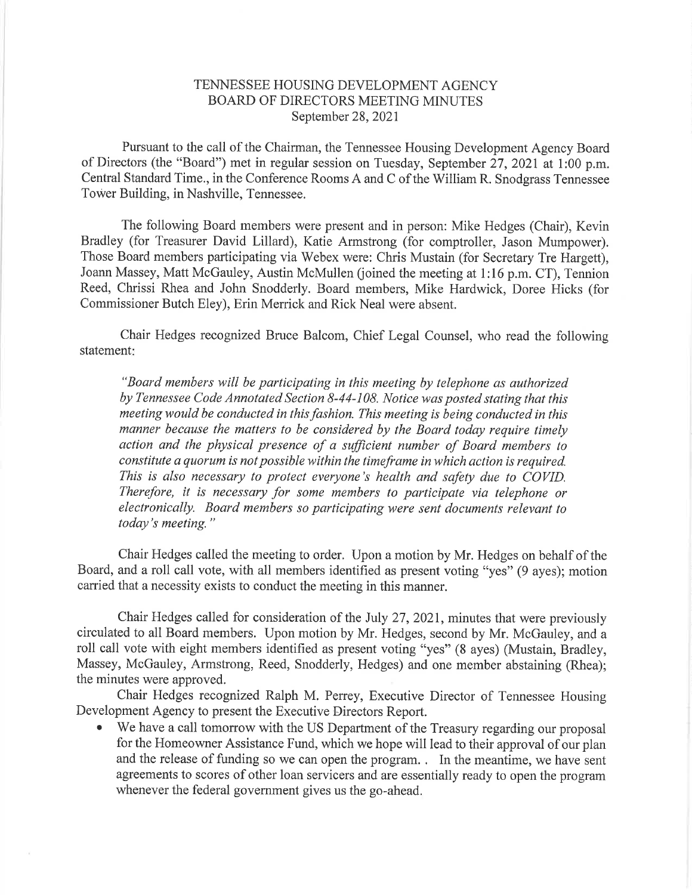TENNESSEE HOUSING DEVELOPMENT AGENCY
BOARD OF DIRECTORS MEETING MINUTES
September 28, 2021

Pursuant to the call of the Chairman, the Tennessee Housing Development Agency Board of Directors (the "Board") met in regular session on Tuesday, September 27, 2021 at 1:00 p.m. Central Standard Time., in the Conference Rooms A and C of the William R. Snodgrass Tennessee Tower Building, in Nashville, Tennessee.

The following Board members were present and in person: Mike Hedges (Chair), Kevin Bradley (for Treasurer David Lillard), Katie Armstrong (for comptroller, Jason Mumpower). Those Board members participating via Webex were: Chris Mustain (for Secretary Tre Hargett), Joann Massey, Matt McGauley, Austin McMullen (joined the meeting at 1:16 p.m. CT), Tennion Reed, Chrissi Rhea and John Snodderly. Board members, Mike Hardwick, Doree Hicks (for Commissioner Butch Eley), Erin Merrick and Rick Neal were absent.

Chair Hedges recognized Bruce Balcom, Chief Legal Counsel, who read the following statement:

*"Board members will be participating in this meeting by telephone as authorized by Tennessee Code Annotated Section 8-44-108. Notice was posted stating that this meeting would be conducted in this fashion. This meeting is being conducted in this manner because the matters to be considered by the Board today require timely action and the physical presence of a sufficient number of Board members to constitute a quorum is not possible within the timeframe in which action is required. This is also necessary to protect everyone's health and safety due to COVID. Therefore, it is necessary for some members to participate via telephone or electronically. Board members so participating were sent documents relevant to today's meeting."*

Chair Hedges called the meeting to order. Upon a motion by Mr. Hedges on behalf of the Board, and a roll call vote, with all members identified as present voting "yes" (9 ayes); motion carried that a necessity exists to conduct the meeting in this manner.

Chair Hedges called for consideration of the July 27, 2021, minutes that were previously circulated to all Board members. Upon motion by Mr. Hedges, second by Mr. McGauley, and a roll call vote with eight members identified as present voting "yes" (8 ayes) (Mustain, Bradley, Massey, McGauley, Armstrong, Reed, Snodderly, Hedges) and one member abstaining (Rhea); the minutes were approved.

Chair Hedges recognized Ralph M. Perrey, Executive Director of Tennessee Housing Development Agency to present the Executive Directors Report.

- We have a call tomorrow with the US Department of the Treasury regarding our proposal for the Homeowner Assistance Fund, which we hope will lead to their approval of our plan and the release of funding so we can open the program. . In the meantime, we have sent agreements to scores of other loan servicers and are essentially ready to open the program whenever the federal government gives us the go-ahead.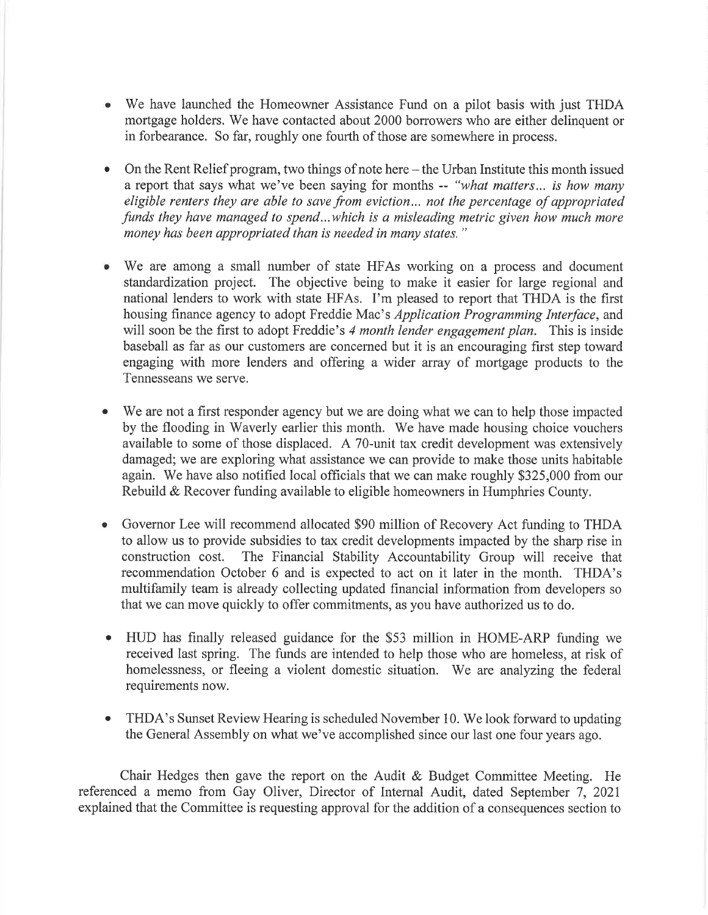- We have launched the Homeowner Assistance Fund on a pilot basis with just THDA mortgage holders. We have contacted about 2000 borrowers who are either delinquent or in forbearance. So far, roughly one fourth of those are somewhere in process.

- On the Rent Relief program, two things of note here – the Urban Institute this month issued a report that says what we've been saying for months -- *"what matters... is how many eligible renters they are able to save from eviction... not the percentage of appropriated funds they have managed to spend...which is a misleading metric given how much more money has been appropriated than is needed in many states."*

- We are among a small number of state HFAs working on a process and document standardization project. The objective being to make it easier for large regional and national lenders to work with state HFAs. I'm pleased to report that THDA is the first housing finance agency to adopt Freddie Mac's *Application Programming Interface*, and will soon be the first to adopt Freddie's *4 month lender engagement plan*. This is inside baseball as far as our customers are concerned but it is an encouraging first step toward engaging with more lenders and offering a wider array of mortgage products to the Tennesseans we serve.

- We are not a first responder agency but we are doing what we can to help those impacted by the flooding in Waverly earlier this month. We have made housing choice vouchers available to some of those displaced. A 70-unit tax credit development was extensively damaged; we are exploring what assistance we can provide to make those units habitable again. We have also notified local officials that we can make roughly $325,000 from our Rebuild & Recover funding available to eligible homeowners in Humphries County.

- Governor Lee will recommend allocated $90 million of Recovery Act funding to THDA to allow us to provide subsidies to tax credit developments impacted by the sharp rise in construction cost. The Financial Stability Accountability Group will receive that recommendation October 6 and is expected to act on it later in the month. THDA's multifamily team is already collecting updated financial information from developers so that we can move quickly to offer commitments, as you have authorized us to do.

- HUD has finally released guidance for the $53 million in HOME-ARP funding we received last spring. The funds are intended to help those who are homeless, at risk of homelessness, or fleeing a violent domestic situation. We are analyzing the federal requirements now.

- THDA's Sunset Review Hearing is scheduled November 10. We look forward to updating the General Assembly on what we've accomplished since our last one four years ago.

Chair Hedges then gave the report on the Audit & Budget Committee Meeting. He referenced a memo from Gay Oliver, Director of Internal Audit, dated September 7, 2021 explained that the Committee is requesting approval for the addition of a consequences section to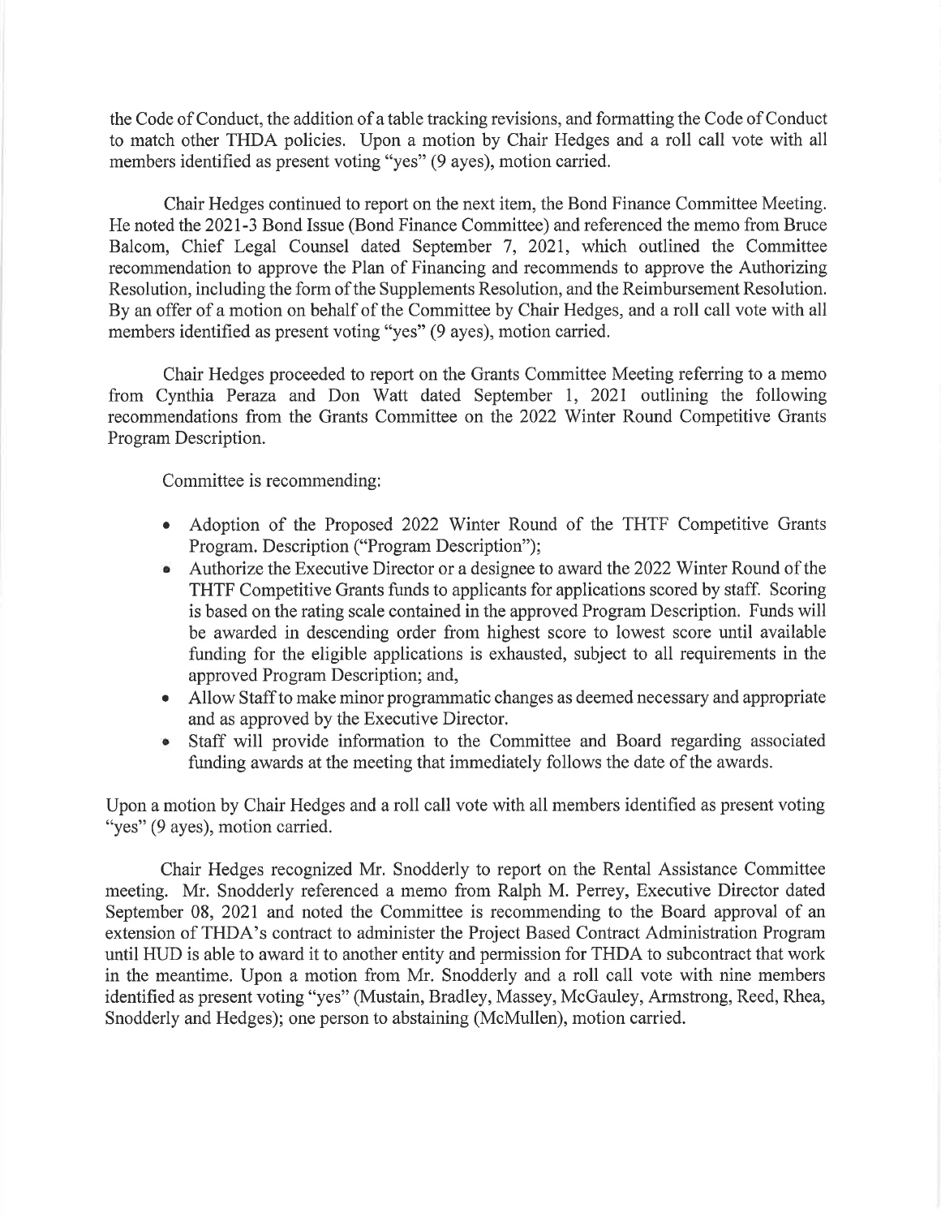the Code of Conduct, the addition of a table tracking revisions, and formatting the Code of Conduct to match other THDA policies. Upon a motion by Chair Hedges and a roll call vote with all members identified as present voting "yes" (9 ayes), motion carried.

Chair Hedges continued to report on the next item, the Bond Finance Committee Meeting. He noted the 2021-3 Bond Issue (Bond Finance Committee) and referenced the memo from Bruce Balcom, Chief Legal Counsel dated September 7, 2021, which outlined the Committee recommendation to approve the Plan of Financing and recommends to approve the Authorizing Resolution, including the form of the Supplements Resolution, and the Reimbursement Resolution. By an offer of a motion on behalf of the Committee by Chair Hedges, and a roll call vote with all members identified as present voting "yes" (9 ayes), motion carried.

Chair Hedges proceeded to report on the Grants Committee Meeting referring to a memo from Cynthia Peraza and Don Watt dated September 1, 2021 outlining the following recommendations from the Grants Committee on the 2022 Winter Round Competitive Grants Program Description.

Committee is recommending:

- Adoption of the Proposed 2022 Winter Round of the THTF Competitive Grants Program. Description ("Program Description");
- Authorize the Executive Director or a designee to award the 2022 Winter Round of the THTF Competitive Grants funds to applicants for applications scored by staff. Scoring is based on the rating scale contained in the approved Program Description. Funds will be awarded in descending order from highest score to lowest score until available funding for the eligible applications is exhausted, subject to all requirements in the approved Program Description; and,
- Allow Staff to make minor programmatic changes as deemed necessary and appropriate and as approved by the Executive Director.
- Staff will provide information to the Committee and Board regarding associated funding awards at the meeting that immediately follows the date of the awards.

Upon a motion by Chair Hedges and a roll call vote with all members identified as present voting "yes" (9 ayes), motion carried.

Chair Hedges recognized Mr. Snodderly to report on the Rental Assistance Committee meeting. Mr. Snodderly referenced a memo from Ralph M. Perrey, Executive Director dated September 08, 2021 and noted the Committee is recommending to the Board approval of an extension of THDA's contract to administer the Project Based Contract Administration Program until HUD is able to award it to another entity and permission for THDA to subcontract that work in the meantime. Upon a motion from Mr. Snodderly and a roll call vote with nine members identified as present voting "yes" (Mustain, Bradley, Massey, McGauley, Armstrong, Reed, Rhea, Snodderly and Hedges); one person to abstaining (McMullen), motion carried.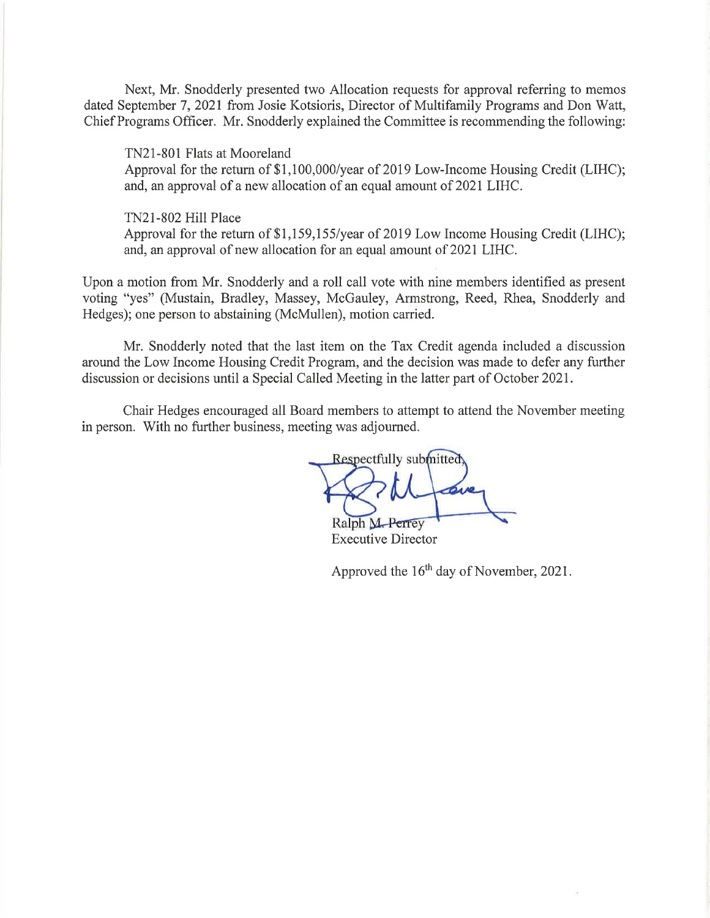Next, Mr. Snodderly presented two Allocation requests for approval referring to memos dated September 7, 2021 from Josie Kotsioris, Director of Multifamily Programs and Don Watt, Chief Programs Officer. Mr. Snodderly explained the Committee is recommending the following:

TN21-801 Flats at Mooreland
Approval for the return of $1,100,000/year of 2019 Low-Income Housing Credit (LIHC); and, an approval of a new allocation of an equal amount of 2021 LIHC.

TN21-802 Hill Place
Approval for the return of $1,159,155/year of 2019 Low Income Housing Credit (LIHC); and, an approval of new allocation for an equal amount of 2021 LIHC.

Upon a motion from Mr. Snodderly and a roll call vote with nine members identified as present voting "yes" (Mustain, Bradley, Massey, McGauley, Armstrong, Reed, Rhea, Snodderly and Hedges); one person to abstaining (McMullen), motion carried.

Mr. Snodderly noted that the last item on the Tax Credit agenda included a discussion around the Low Income Housing Credit Program, and the decision was made to defer any further discussion or decisions until a Special Called Meeting in the latter part of October 2021.

Chair Hedges encouraged all Board members to attempt to attend the November meeting in person. With no further business, meeting was adjourned.

Respectfully submitted,

Ralph M. Perrey
Executive Director

Approved the 16th day of November, 2021.